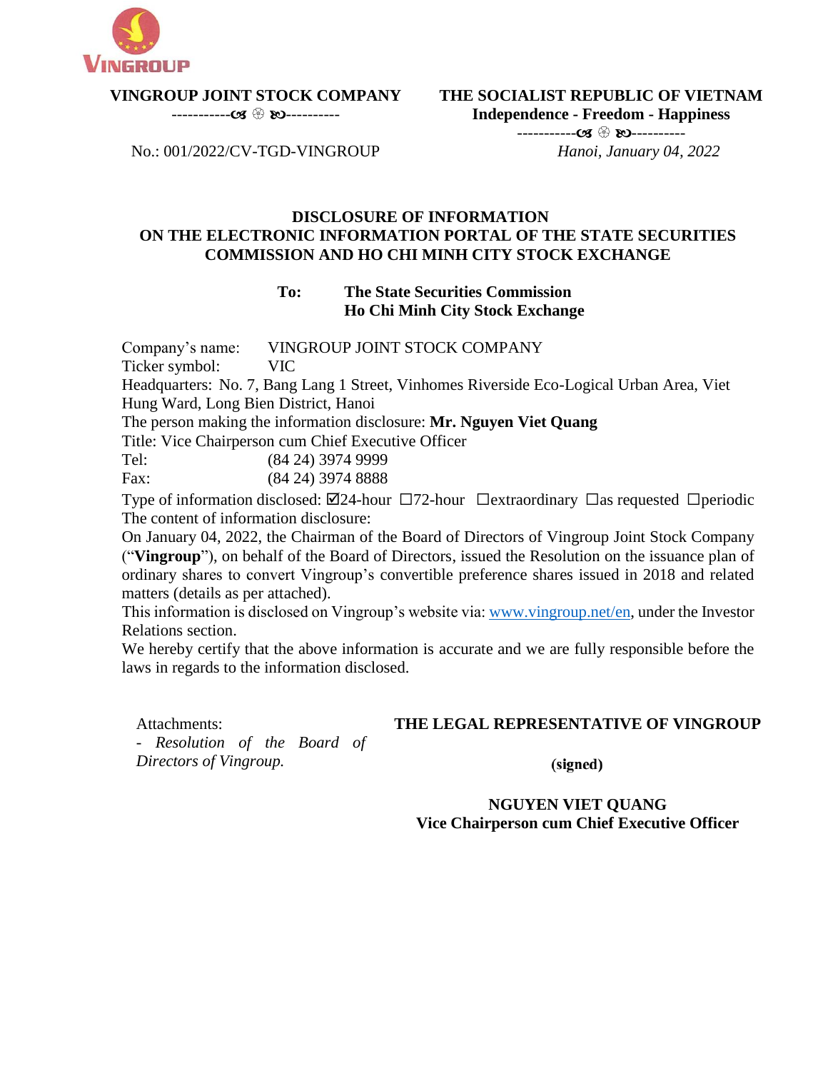**VINGROUP JOINT STOCK COMPANY**

No.: 001/2022/CV-TGD-VINGROUP

**THE SOCIALIST REPUBLIC OF VIETNAM**
**Independence - Freedom - Happiness**

*Hanoi, January 04, 2022*

# DISCLOSURE OF INFORMATION ON THE ELECTRONIC INFORMATION PORTAL OF THE STATE SECURITIES COMMISSION AND HO CHI MINH CITY STOCK EXCHANGE

**To: The State Securities Commission**
**Ho Chi Minh City Stock Exchange**

Company's name: VINGROUP JOINT STOCK COMPANY
Ticker symbol: VIC
Headquarters: No. 7, Bang Lang 1 Street, Vinhomes Riverside Eco-Logical Urban Area, Viet Hung Ward, Long Bien District, Hanoi
The person making the information disclosure: **Mr. Nguyen Viet Quang**
Title: Vice Chairperson cum Chief Executive Officer
Tel: (84 24) 3974 9999
Fax: (84 24) 3974 8888

Type of information disclosed: ☑24-hour ☐72-hour ☐extraordinary ☐as requested ☐periodic

The content of information disclosure:

On January 04, 2022, the Chairman of the Board of Directors of Vingroup Joint Stock Company ("**Vingroup**"), on behalf of the Board of Directors, issued the Resolution on the issuance plan of ordinary shares to convert Vingroup's convertible preference shares issued in 2018 and related matters (details as per attached).

This information is disclosed on Vingroup's website via: www.vingroup.net/en, under the Investor Relations section.

We hereby certify that the above information is accurate and we are fully responsible before the laws in regards to the information disclosed.

Attachments:
- *Resolution of the Board of Directors of Vingroup.*

**THE LEGAL REPRESENTATIVE OF VINGROUP**

**(signed)**

**NGUYEN VIET QUANG**
**Vice Chairperson cum Chief Executive Officer**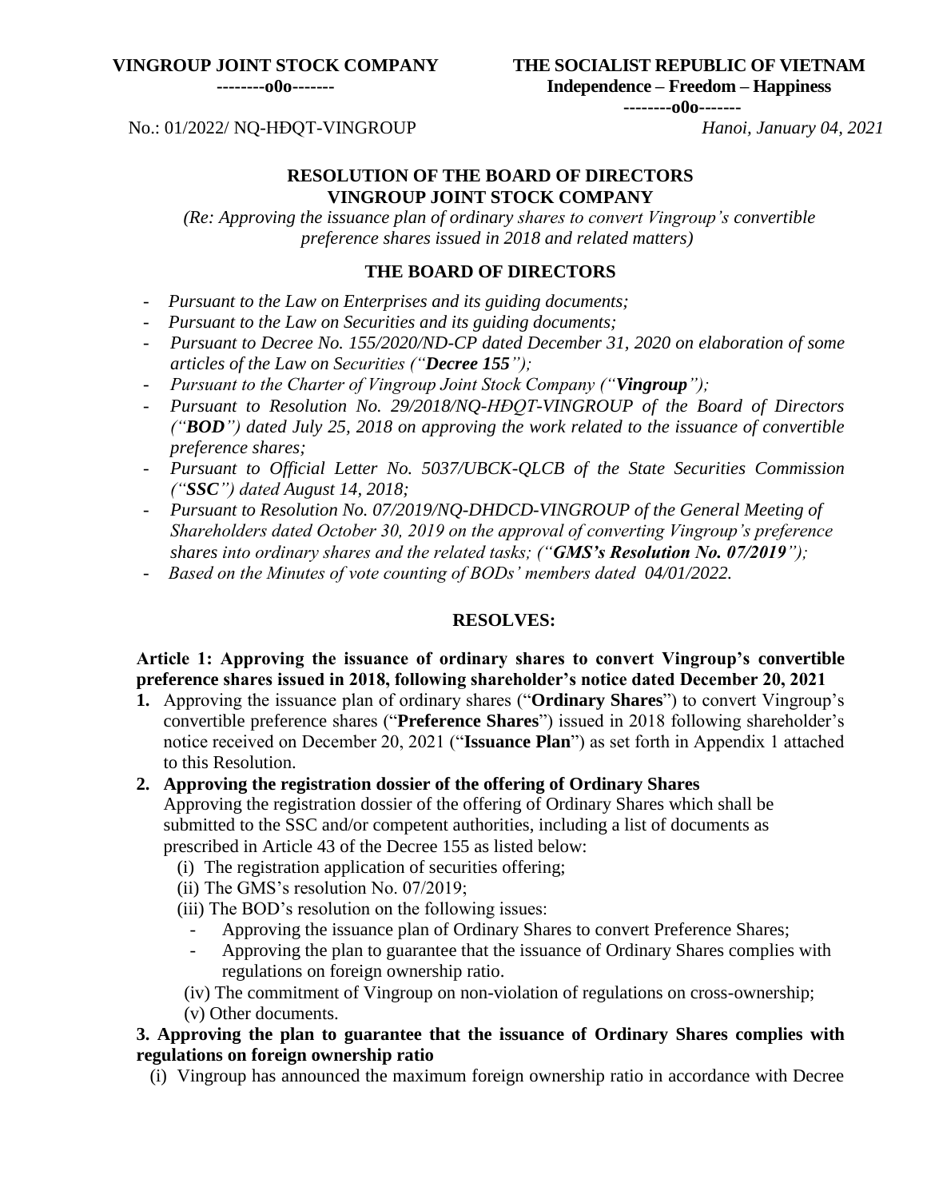**VINGROUP JOINT STOCK COMPANY**
**--------o0o-------**

**THE SOCIALIST REPUBLIC OF VIETNAM**
**Independence – Freedom – Happiness**
**--------o0o-------**

No.: 01/2022/ NQ-HĐQT-VINGROUP

*Hanoi, January 04, 2021*

# RESOLUTION OF THE BOARD OF DIRECTORS VINGROUP JOINT STOCK COMPANY

*(Re: Approving the issuance plan of ordinary shares to convert Vingroup's convertible preference shares issued in 2018 and related matters)*

## THE BOARD OF DIRECTORS

- *Pursuant to the Law on Enterprises and its guiding documents;*
- *Pursuant to the Law on Securities and its guiding documents;*
- *Pursuant to Decree No. 155/2020/ND-CP dated December 31, 2020 on elaboration of some articles of the Law on Securities ("**Decree 155**");*
- *Pursuant to the Charter of Vingroup Joint Stock Company ("**Vingroup**");*
- *Pursuant to Resolution No. 29/2018/NQ-HĐQT-VINGROUP of the Board of Directors ("**BOD**") dated July 25, 2018 on approving the work related to the issuance of convertible preference shares;*
- *Pursuant to Official Letter No. 5037/UBCK-QLCB of the State Securities Commission ("**SSC**") dated August 14, 2018;*
- *Pursuant to Resolution No. 07/2019/NQ-DHDCD-VINGROUP of the General Meeting of Shareholders dated October 30, 2019 on the approval of converting Vingroup's preference shares into ordinary shares and the related tasks; ("**GMS's Resolution No. 07/2019**");*
- *Based on the Minutes of vote counting of BODs' members dated 04/01/2022.*

## RESOLVES:

**Article 1: Approving the issuance of ordinary shares to convert Vingroup's convertible preference shares issued in 2018, following shareholder's notice dated December 20, 2021**

1. Approving the issuance plan of ordinary shares ("**Ordinary Shares**") to convert Vingroup's convertible preference shares ("**Preference Shares**") issued in 2018 following shareholder's notice received on December 20, 2021 ("**Issuance Plan**") as set forth in Appendix 1 attached to this Resolution.
2. **Approving the registration dossier of the offering of Ordinary Shares**
   Approving the registration dossier of the offering of Ordinary Shares which shall be submitted to the SSC and/or competent authorities, including a list of documents as prescribed in Article 43 of the Decree 155 as listed below:
   (i) The registration application of securities offering;
   (ii) The GMS's resolution No. 07/2019;
   (iii) The BOD's resolution on the following issues:
   - Approving the issuance plan of Ordinary Shares to convert Preference Shares;
   - Approving the plan to guarantee that the issuance of Ordinary Shares complies with regulations on foreign ownership ratio.

   (iv) The commitment of Vingroup on non-violation of regulations on cross-ownership;
   (v) Other documents.

**3. Approving the plan to guarantee that the issuance of Ordinary Shares complies with regulations on foreign ownership ratio**

(i) Vingroup has announced the maximum foreign ownership ratio in accordance with Decree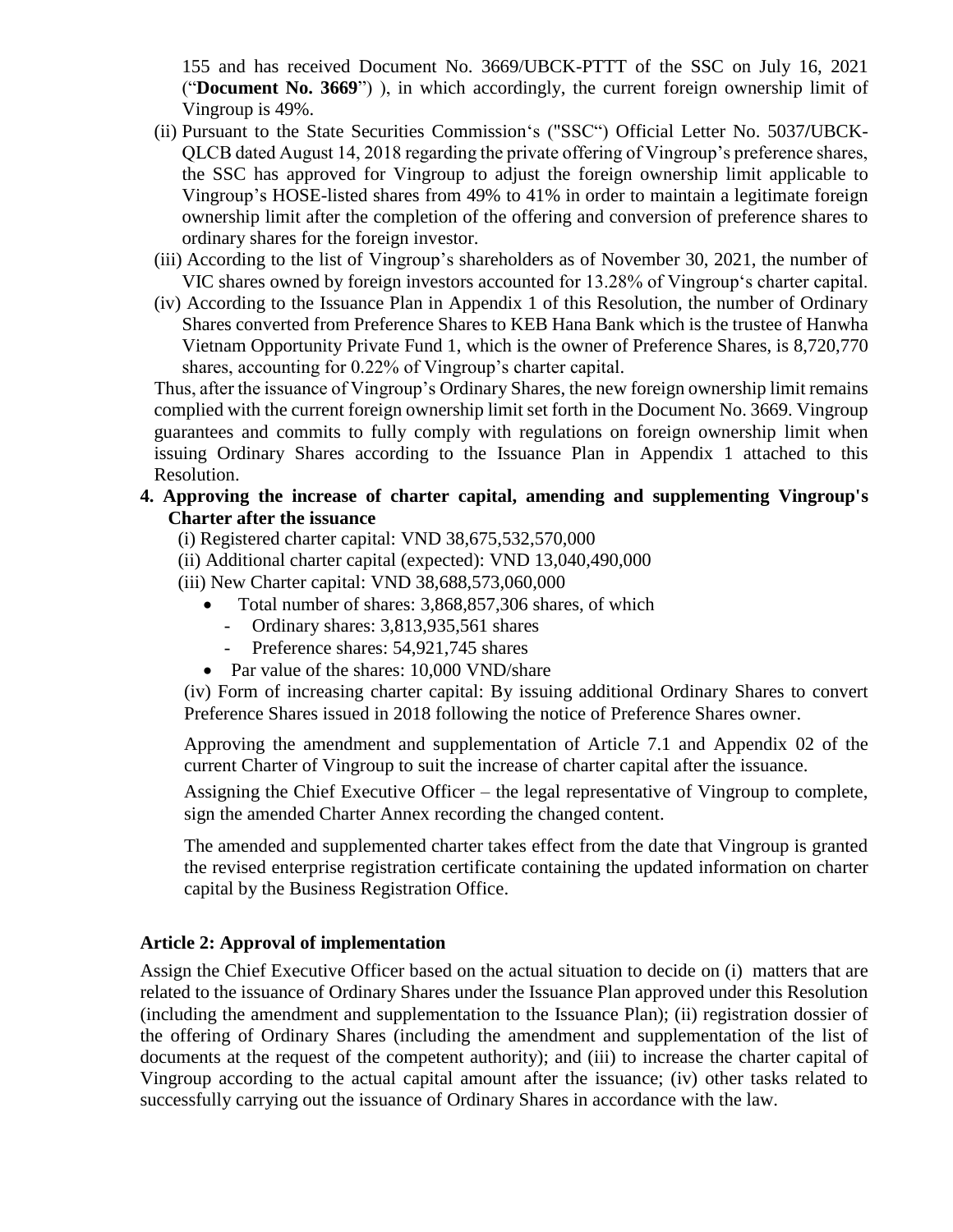155 and has received Document No. 3669/UBCK-PTTT of the SSC on July 16, 2021 ("**Document No. 3669**") ), in which accordingly, the current foreign ownership limit of Vingroup is 49%.

(ii) Pursuant to the State Securities Commission's ("SSC") Official Letter No. 5037/UBCK-QLCB dated August 14, 2018 regarding the private offering of Vingroup's preference shares, the SSC has approved for Vingroup to adjust the foreign ownership limit applicable to Vingroup's HOSE-listed shares from 49% to 41% in order to maintain a legitimate foreign ownership limit after the completion of the offering and conversion of preference shares to ordinary shares for the foreign investor.

(iii) According to the list of Vingroup's shareholders as of November 30, 2021, the number of VIC shares owned by foreign investors accounted for 13.28% of Vingroup's charter capital.

(iv) According to the Issuance Plan in Appendix 1 of this Resolution, the number of Ordinary Shares converted from Preference Shares to KEB Hana Bank which is the trustee of Hanwha Vietnam Opportunity Private Fund 1, which is the owner of Preference Shares, is 8,720,770 shares, accounting for 0.22% of Vingroup's charter capital.

Thus, after the issuance of Vingroup's Ordinary Shares, the new foreign ownership limit remains complied with the current foreign ownership limit set forth in the Document No. 3669. Vingroup guarantees and commits to fully comply with regulations on foreign ownership limit when issuing Ordinary Shares according to the Issuance Plan in Appendix 1 attached to this Resolution.

**4. Approving the increase of charter capital, amending and supplementing Vingroup's Charter after the issuance**

(i) Registered charter capital: VND 38,675,532,570,000

(ii) Additional charter capital (expected): VND 13,040,490,000

(iii) New Charter capital: VND 38,688,573,060,000

- Total number of shares: 3,868,857,306 shares, of which
  - Ordinary shares: 3,813,935,561 shares
  - Preference shares: 54,921,745 shares
- Par value of the shares: 10,000 VND/share

(iv) Form of increasing charter capital: By issuing additional Ordinary Shares to convert Preference Shares issued in 2018 following the notice of Preference Shares owner.

Approving the amendment and supplementation of Article 7.1 and Appendix 02 of the current Charter of Vingroup to suit the increase of charter capital after the issuance.

Assigning the Chief Executive Officer – the legal representative of Vingroup to complete, sign the amended Charter Annex recording the changed content.

The amended and supplemented charter takes effect from the date that Vingroup is granted the revised enterprise registration certificate containing the updated information on charter capital by the Business Registration Office.

**Article 2: Approval of implementation**

Assign the Chief Executive Officer based on the actual situation to decide on (i) matters that are related to the issuance of Ordinary Shares under the Issuance Plan approved under this Resolution (including the amendment and supplementation to the Issuance Plan); (ii) registration dossier of the offering of Ordinary Shares (including the amendment and supplementation of the list of documents at the request of the competent authority); and (iii) to increase the charter capital of Vingroup according to the actual capital amount after the issuance; (iv) other tasks related to successfully carrying out the issuance of Ordinary Shares in accordance with the law.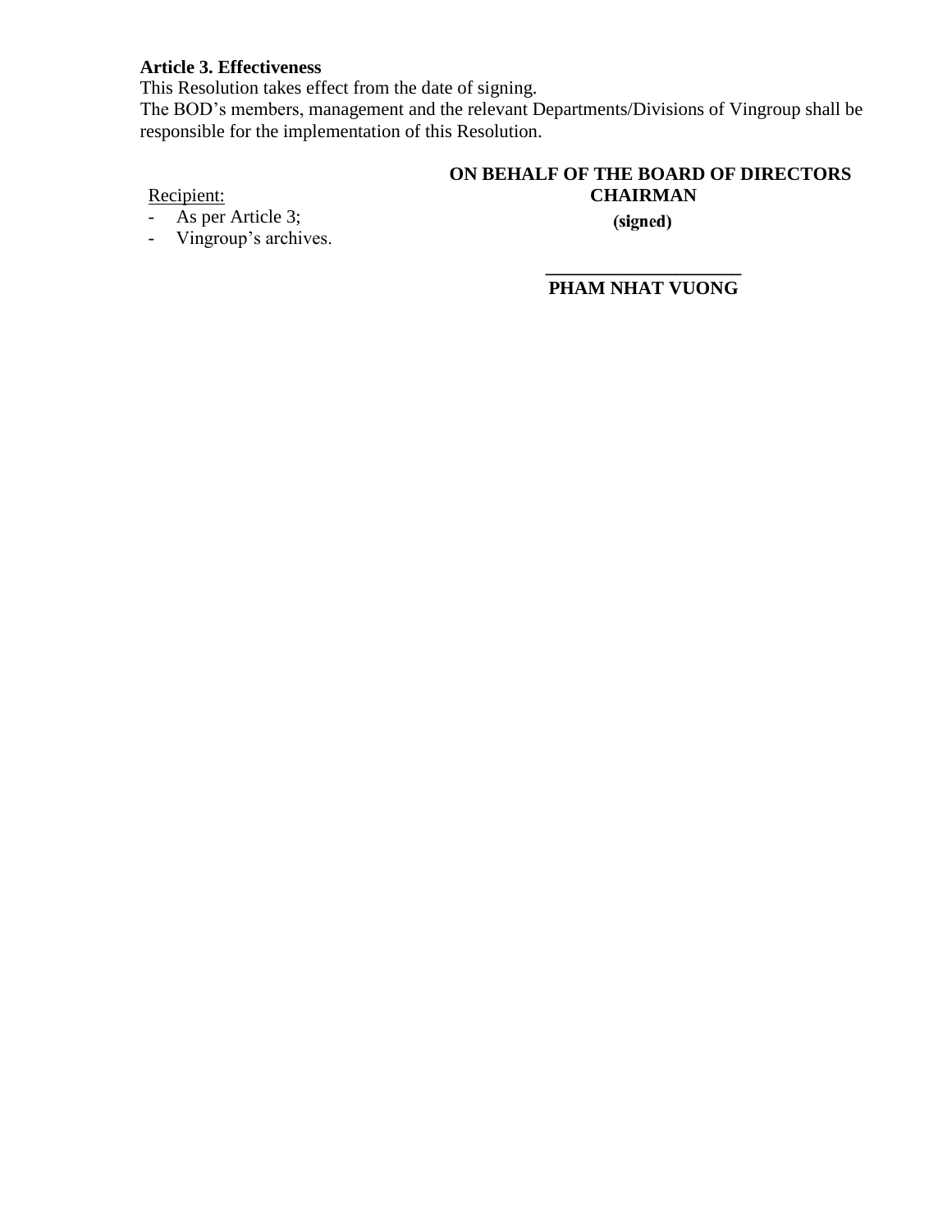**Article 3. Effectiveness**

This Resolution takes effect from the date of signing.

The BOD's members, management and the relevant Departments/Divisions of Vingroup shall be responsible for the implementation of this Resolution.

**ON BEHALF OF THE BOARD OF DIRECTORS**
**CHAIRMAN**

**(signed)**

**PHAM NHAT VUONG**

Recipient:

- As per Article 3;
- Vingroup's archives.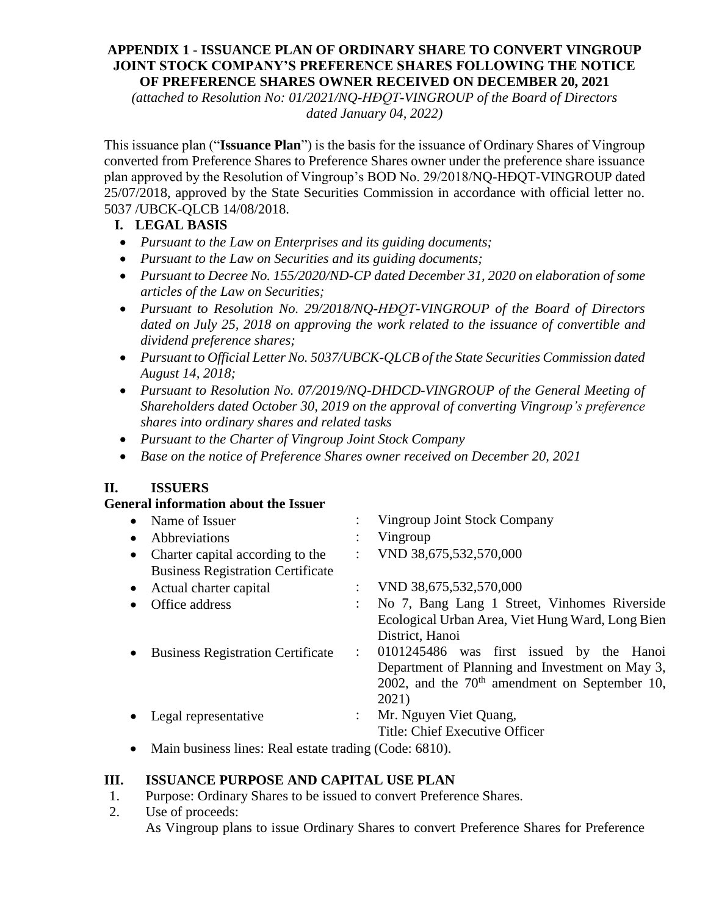# APPENDIX 1 - ISSUANCE PLAN OF ORDINARY SHARE TO CONVERT VINGROUP JOINT STOCK COMPANY'S PREFERENCE SHARES FOLLOWING THE NOTICE OF PREFERENCE SHARES OWNER RECEIVED ON DECEMBER 20, 2021

*(attached to Resolution No: 01/2021/NQ-HĐQT-VINGROUP of the Board of Directors dated January 04, 2022)*

This issuance plan ("**Issuance Plan**") is the basis for the issuance of Ordinary Shares of Vingroup converted from Preference Shares to Preference Shares owner under the preference share issuance plan approved by the Resolution of Vingroup's BOD No. 29/2018/NQ-HĐQT-VINGROUP dated 25/07/2018, approved by the State Securities Commission in accordance with official letter no. 5037 /UBCK-QLCB 14/08/2018.

## I. LEGAL BASIS

- *Pursuant to the Law on Enterprises and its guiding documents;*
- *Pursuant to the Law on Securities and its guiding documents;*
- *Pursuant to Decree No. 155/2020/ND-CP dated December 31, 2020 on elaboration of some articles of the Law on Securities;*
- *Pursuant to Resolution No. 29/2018/NQ-HĐQT-VINGROUP of the Board of Directors dated on July 25, 2018 on approving the work related to the issuance of convertible and dividend preference shares;*
- *Pursuant to Official Letter No. 5037/UBCK-QLCB of the State Securities Commission dated August 14, 2018;*
- *Pursuant to Resolution No. 07/2019/NQ-DHDCD-VINGROUP of the General Meeting of Shareholders dated October 30, 2019 on the approval of converting Vingroup's preference shares into ordinary shares and related tasks*
- *Pursuant to the Charter of Vingroup Joint Stock Company*
- *Base on the notice of Preference Shares owner received on December 20, 2021*

## II. ISSUERS

**General information about the Issuer**

- Name of Issuer : Vingroup Joint Stock Company
- Abbreviations : Vingroup
- Charter capital according to the Business Registration Certificate : VND 38,675,532,570,000
- Actual charter capital : VND 38,675,532,570,000
- Office address : No 7, Bang Lang 1 Street, Vinhomes Riverside Ecological Urban Area, Viet Hung Ward, Long Bien District, Hanoi
- Business Registration Certificate : 0101245486 was first issued by the Hanoi Department of Planning and Investment on May 3, 2002, and the 70th amendment on September 10, 2021)
- Legal representative : Mr. Nguyen Viet Quang, Title: Chief Executive Officer
- Main business lines: Real estate trading (Code: 6810).

## III. ISSUANCE PURPOSE AND CAPITAL USE PLAN

1. Purpose: Ordinary Shares to be issued to convert Preference Shares.
2. Use of proceeds:
   As Vingroup plans to issue Ordinary Shares to convert Preference Shares for Preference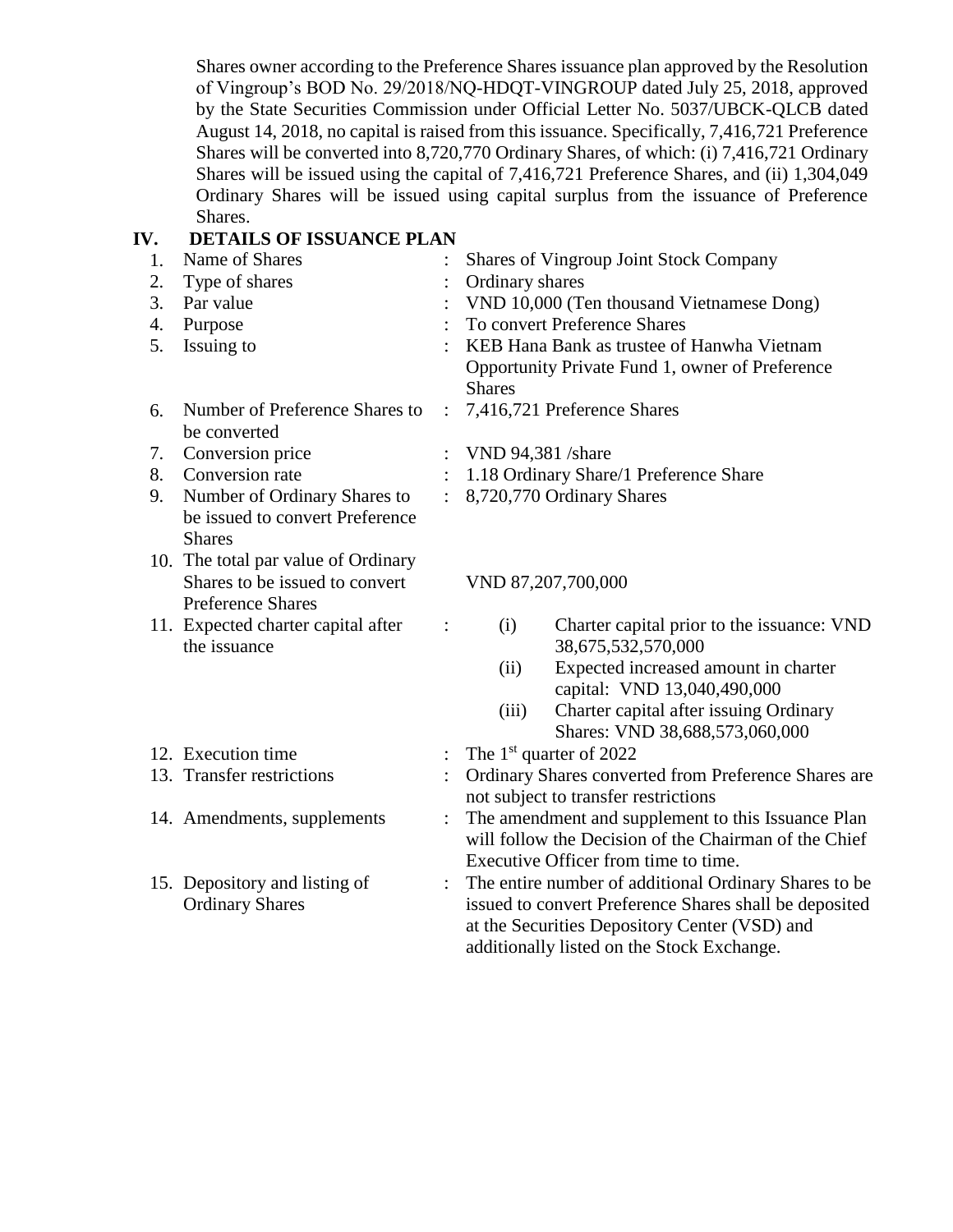Shares owner according to the Preference Shares issuance plan approved by the Resolution of Vingroup's BOD No. 29/2018/NQ-HDQT-VINGROUP dated July 25, 2018, approved by the State Securities Commission under Official Letter No. 5037/UBCK-QLCB dated August 14, 2018, no capital is raised from this issuance. Specifically, 7,416,721 Preference Shares will be converted into 8,720,770 Ordinary Shares, of which: (i) 7,416,721 Ordinary Shares will be issued using the capital of 7,416,721 Preference Shares, and (ii) 1,304,049 Ordinary Shares will be issued using capital surplus from the issuance of Preference Shares.

## IV. DETAILS OF ISSUANCE PLAN

| | | | |
|---|---|---|---|
| 1. | Name of Shares | : | Shares of Vingroup Joint Stock Company |
| 2. | Type of shares | : | Ordinary shares |
| 3. | Par value | : | VND 10,000 (Ten thousand Vietnamese Dong) |
| 4. | Purpose | : | To convert Preference Shares |
| 5. | Issuing to | : | KEB Hana Bank as trustee of Hanwha Vietnam Opportunity Private Fund 1, owner of Preference Shares |
| 6. | Number of Preference Shares to be converted | : | 7,416,721 Preference Shares |
| 7. | Conversion price | : | VND 94,381 /share |
| 8. | Conversion rate | : | 1.18 Ordinary Share/1 Preference Share |
| 9. | Number of Ordinary Shares to be issued to convert Preference Shares | : | 8,720,770 Ordinary Shares |
| 10. | The total par value of Ordinary Shares to be issued to convert Preference Shares | | VND 87,207,700,000 |
| 11. | Expected charter capital after the issuance | : | (i) Charter capital prior to the issuance: VND 38,675,532,570,000<br>(ii) Expected increased amount in charter capital: VND 13,040,490,000<br>(iii) Charter capital after issuing Ordinary Shares: VND 38,688,573,060,000 |
| 12. | Execution time | : | The 1st quarter of 2022 |
| 13. | Transfer restrictions | : | Ordinary Shares converted from Preference Shares are not subject to transfer restrictions |
| 14. | Amendments, supplements | : | The amendment and supplement to this Issuance Plan will follow the Decision of the Chairman of the Chief Executive Officer from time to time. |
| 15. | Depository and listing of Ordinary Shares | : | The entire number of additional Ordinary Shares to be issued to convert Preference Shares shall be deposited at the Securities Depository Center (VSD) and additionally listed on the Stock Exchange. |